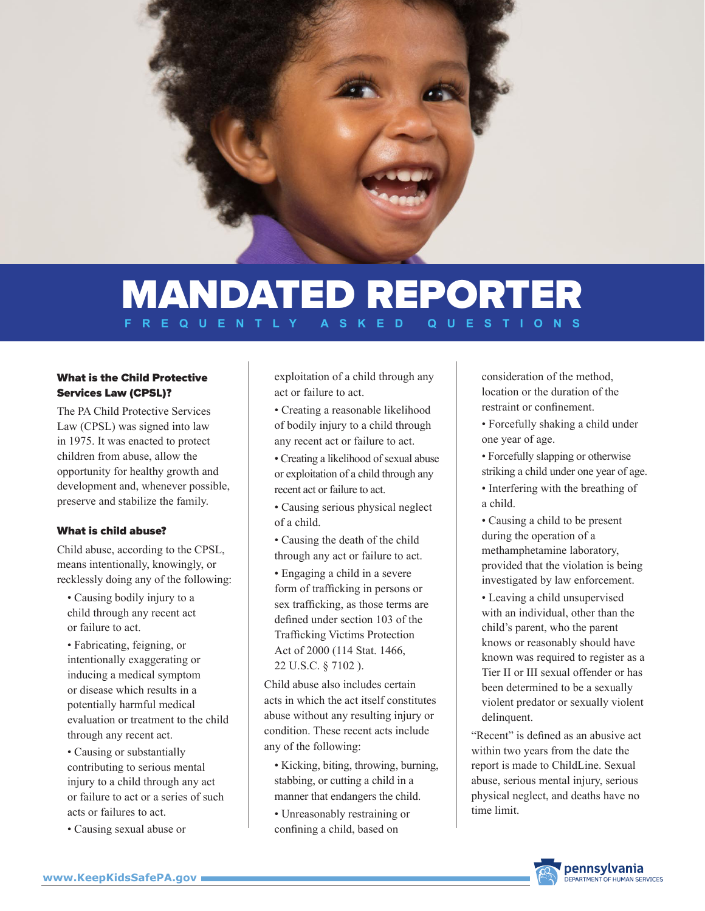# MANDATED REPORTER

## FREQUENTLY ASKED QUESTIONS

### What is the Child Protective Services Law (CPSL)?

The PA Child Protective Services Law (CPSL) was signed into law in 1975. It was enacted to protect children from abuse, allow the opportunity for healthy growth and development and, whenever possible, preserve and stabilize the family.

### What is child abuse?

Child abuse, according to the CPSL, means intentionally, knowingly, or recklessly doing any of the following:

- Causing bodily injury to a child through any recent act or failure to act.
- Fabricating, feigning, or intentionally exaggerating or inducing a medical symptom or disease which results in a potentially harmful medical evaluation or treatment to the child through any recent act.
- Causing or substantially contributing to serious mental injury to a child through any act or failure to act or a series of such acts or failures to act.
- Causing sexual abuse or exploitation of a child through any act or failure to act.
- Creating a reasonable likelihood of bodily injury to a child through any recent act or failure to act.
- Creating a likelihood of sexual abuse or exploitation of a child through any recent act or failure to act.
- Causing serious physical neglect of a child.
- Causing the death of the child through any act or failure to act.
- Engaging a child in a severe form of trafficking in persons or sex trafficking, as those terms are defined under section 103 of the Trafficking Victims Protection Act of 2000 (114 Stat. 1466, 22 U.S.C. § 7102 ).

Child abuse also includes certain acts in which the act itself constitutes abuse without any resulting injury or condition. These recent acts include any of the following:

- Kicking, biting, throwing, burning, stabbing, or cutting a child in a manner that endangers the child.
- Unreasonably restraining or confining a child, based on consideration of the method, location or the duration of the restraint or confinement.
- Forcefully shaking a child under one year of age.
- Forcefully slapping or otherwise striking a child under one year of age.
- Interfering with the breathing of a child.
- Causing a child to be present during the operation of a methamphetamine laboratory, provided that the violation is being investigated by law enforcement.
- Leaving a child unsupervised with an individual, other than the child's parent, who the parent knows or reasonably should have known was required to register as a Tier II or III sexual offender or has been determined to be a sexually violent predator or sexually violent delinquent.

"Recent" is defined as an abusive act within two years from the date the report is made to ChildLine. Sexual abuse, serious mental injury, serious physical neglect, and deaths have no time limit.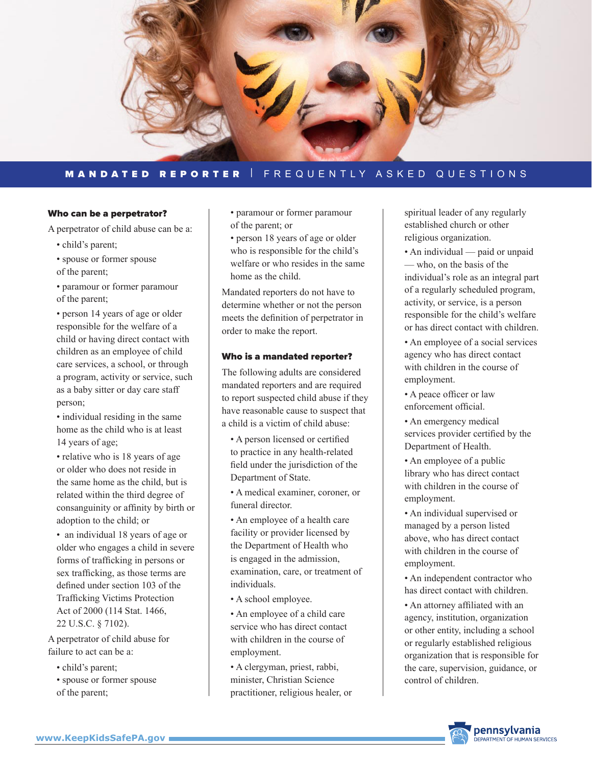MANDATED REPORTER | FREQUENTLY ASKED QUESTIONS

### Who can be a perpetrator?

A perpetrator of child abuse can be a:

- child's parent;
- spouse or former spouse of the parent;
- paramour or former paramour of the parent;
- person 14 years of age or older responsible for the welfare of a child or having direct contact with children as an employee of child care services, a school, or through a program, activity or service, such as a baby sitter or day care staff person;
- individual residing in the same home as the child who is at least 14 years of age;
- relative who is 18 years of age or older who does not reside in the same home as the child, but is related within the third degree of consanguinity or affinity by birth or adoption to the child; or
- an individual 18 years of age or older who engages a child in severe forms of trafficking in persons or sex trafficking, as those terms are defined under section 103 of the Trafficking Victims Protection Act of 2000 (114 Stat. 1466, 22 U.S.C. § 7102).

A perpetrator of child abuse for failure to act can be a:

- child's parent;
- spouse or former spouse of the parent;
- paramour or former paramour of the parent; or
- person 18 years of age or older who is responsible for the child's welfare or who resides in the same home as the child.

Mandated reporters do not have to determine whether or not the person meets the definition of perpetrator in order to make the report.

### Who is a mandated reporter?

The following adults are considered mandated reporters and are required to report suspected child abuse if they have reasonable cause to suspect that a child is a victim of child abuse:

- A person licensed or certified to practice in any health-related field under the jurisdiction of the Department of State.
- A medical examiner, coroner, or funeral director.
- An employee of a health care facility or provider licensed by the Department of Health who is engaged in the admission, examination, care, or treatment of individuals.
- A school employee.
- An employee of a child care service who has direct contact with children in the course of employment.
- A clergyman, priest, rabbi, minister, Christian Science practitioner, religious healer, or spiritual leader of any regularly established church or other religious organization.
- An individual — paid or unpaid — who, on the basis of the individual's role as an integral part of a regularly scheduled program, activity, or service, is a person responsible for the child's welfare or has direct contact with children.
- An employee of a social services agency who has direct contact with children in the course of employment.
- A peace officer or law enforcement official.
- An emergency medical services provider certified by the Department of Health.
- An employee of a public library who has direct contact with children in the course of employment.
- An individual supervised or managed by a person listed above, who has direct contact with children in the course of employment.
- An independent contractor who has direct contact with children.
- An attorney affiliated with an agency, institution, organization or other entity, including a school or regularly established religious organization that is responsible for the care, supervision, guidance, or control of children.

www.KeepKidsSafePA.gov

pennsylvania DEPARTMENT OF HUMAN SERVICES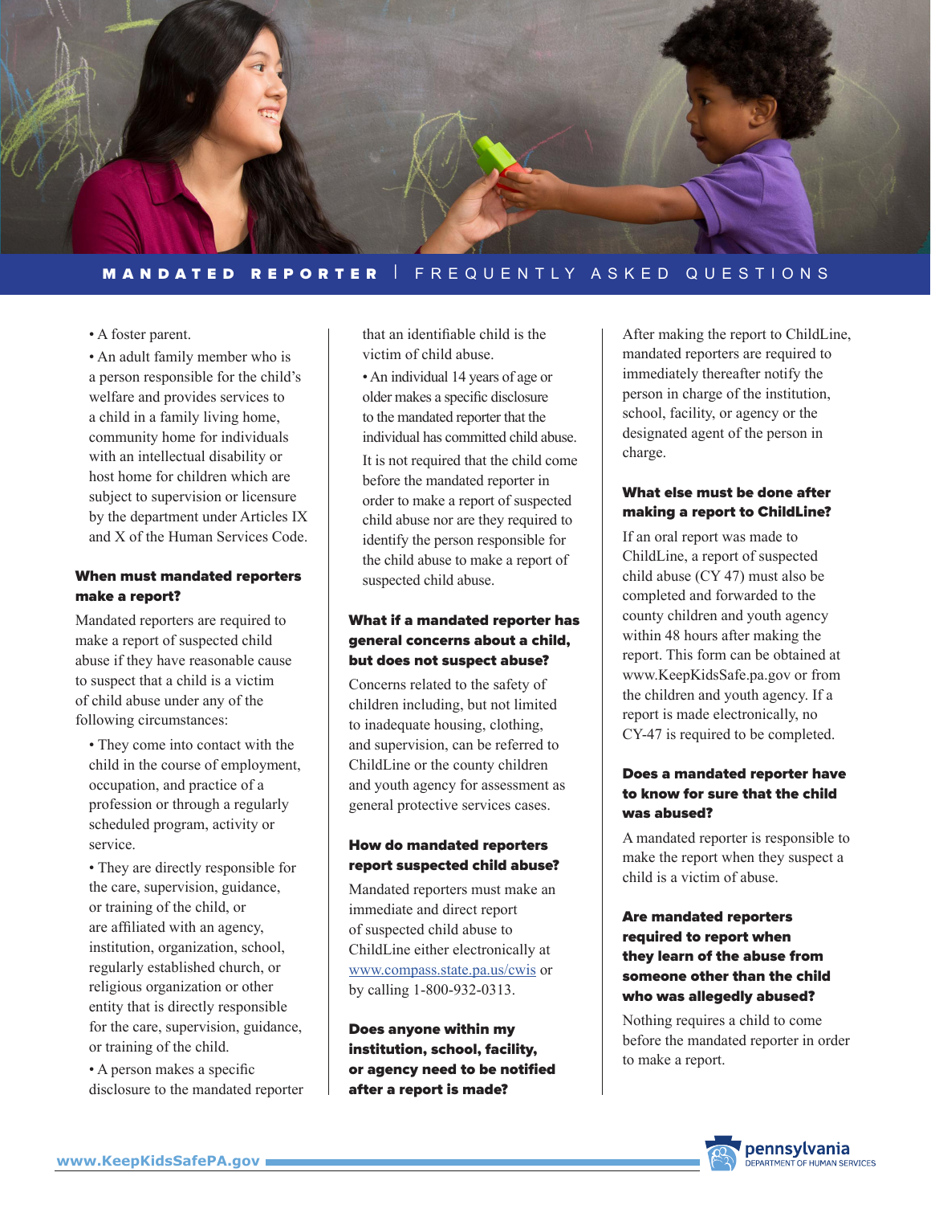MANDATED REPORTER | FREQUENTLY ASKED QUESTIONS

- A foster parent.
- An adult family member who is a person responsible for the child's welfare and provides services to a child in a family living home, community home for individuals with an intellectual disability or host home for children which are subject to supervision or licensure by the department under Articles IX and X of the Human Services Code.

### When must mandated reporters make a report?

Mandated reporters are required to make a report of suspected child abuse if they have reasonable cause to suspect that a child is a victim of child abuse under any of the following circumstances:

- They come into contact with the child in the course of employment, occupation, and practice of a profession or through a regularly scheduled program, activity or service.
- They are directly responsible for the care, supervision, guidance, or training of the child, or are affiliated with an agency, institution, organization, school, regularly established church, or religious organization or other entity that is directly responsible for the care, supervision, guidance, or training of the child.
- A person makes a specific disclosure to the mandated reporter that an identifiable child is the victim of child abuse.
- An individual 14 years of age or older makes a specific disclosure to the mandated reporter that the individual has committed child abuse.

It is not required that the child come before the mandated reporter in order to make a report of suspected child abuse nor are they required to identify the person responsible for the child abuse to make a report of suspected child abuse.

### What if a mandated reporter has general concerns about a child, but does not suspect abuse?

Concerns related to the safety of children including, but not limited to inadequate housing, clothing, and supervision, can be referred to ChildLine or the county children and youth agency for assessment as general protective services cases.

### How do mandated reporters report suspected child abuse?

Mandated reporters must make an immediate and direct report of suspected child abuse to ChildLine either electronically at www.compass.state.pa.us/cwis or by calling 1-800-932-0313.

### Does anyone within my institution, school, facility, or agency need to be notified after a report is made?

After making the report to ChildLine, mandated reporters are required to immediately thereafter notify the person in charge of the institution, school, facility, or agency or the designated agent of the person in charge.

### What else must be done after making a report to ChildLine?

If an oral report was made to ChildLine, a report of suspected child abuse (CY 47) must also be completed and forwarded to the county children and youth agency within 48 hours after making the report. This form can be obtained at www.KeepKidsSafe.pa.gov or from the children and youth agency. If a report is made electronically, no CY-47 is required to be completed.

### Does a mandated reporter have to know for sure that the child was abused?

A mandated reporter is responsible to make the report when they suspect a child is a victim of abuse.

### Are mandated reporters required to report when they learn of the abuse from someone other than the child who was allegedly abused?

Nothing requires a child to come before the mandated reporter in order to make a report.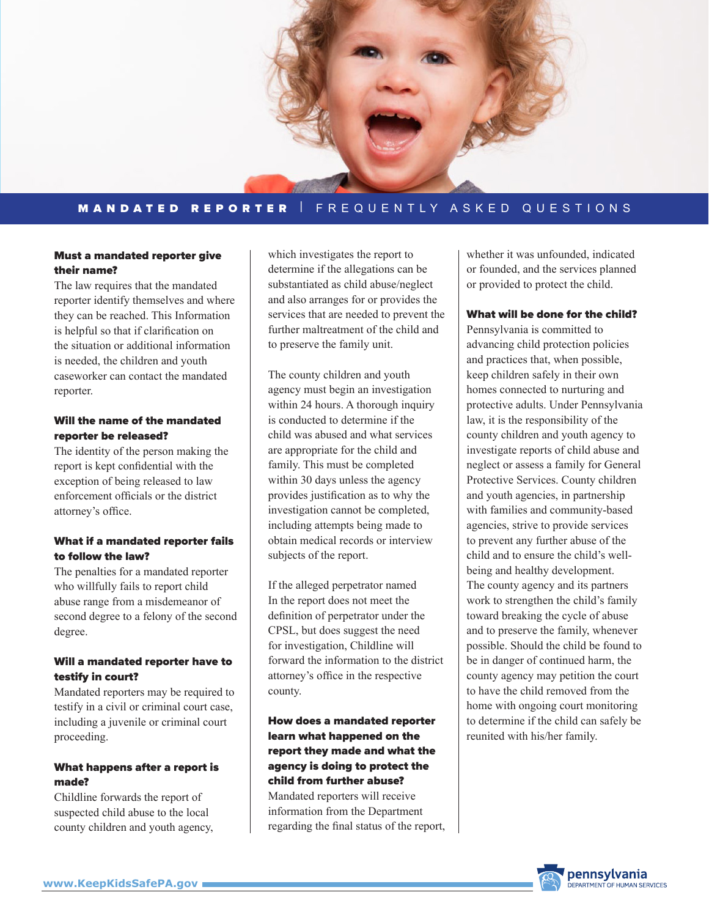MANDATED REPORTER | FREQUENTLY ASKED QUESTIONS

**Must a mandated reporter give their name?**
The law requires that the mandated reporter identify themselves and where they can be reached. This Information is helpful so that if clarification on the situation or additional information is needed, the children and youth caseworker can contact the mandated reporter.

**Will the name of the mandated reporter be released?**
The identity of the person making the report is kept confidential with the exception of being released to law enforcement officials or the district attorney's office.

**What if a mandated reporter fails to follow the law?**
The penalties for a mandated reporter who willfully fails to report child abuse range from a misdemeanor of second degree to a felony of the second degree.

**Will a mandated reporter have to testify in court?**
Mandated reporters may be required to testify in a civil or criminal court case, including a juvenile or criminal court proceeding.

**What happens after a report is made?**
Childline forwards the report of suspected child abuse to the local county children and youth agency, which investigates the report to determine if the allegations can be substantiated as child abuse/neglect and also arranges for or provides the services that are needed to prevent the further maltreatment of the child and to preserve the family unit.

The county children and youth agency must begin an investigation within 24 hours. A thorough inquiry is conducted to determine if the child was abused and what services are appropriate for the child and family. This must be completed within 30 days unless the agency provides justification as to why the investigation cannot be completed, including attempts being made to obtain medical records or interview subjects of the report.

If the alleged perpetrator named In the report does not meet the definition of perpetrator under the CPSL, but does suggest the need for investigation, Childline will forward the information to the district attorney's office in the respective county.

**How does a mandated reporter learn what happened on the report they made and what the agency is doing to protect the child from further abuse?**
Mandated reporters will receive information from the Department regarding the final status of the report, whether it was unfounded, indicated or founded, and the services planned or provided to protect the child.

**What will be done for the child?**
Pennsylvania is committed to advancing child protection policies and practices that, when possible, keep children safely in their own homes connected to nurturing and protective adults. Under Pennsylvania law, it is the responsibility of the county children and youth agency to investigate reports of child abuse and neglect or assess a family for General Protective Services. County children and youth agencies, in partnership with families and community-based agencies, strive to provide services to prevent any further abuse of the child and to ensure the child's well-being and healthy development. The county agency and its partners work to strengthen the child's family toward breaking the cycle of abuse and to preserve the family, whenever possible. Should the child be found to be in danger of continued harm, the county agency may petition the court to have the child removed from the home with ongoing court monitoring to determine if the child can safely be reunited with his/her family.

www.KeepKidsSafePA.gov

pennsylvania DEPARTMENT OF HUMAN SERVICES